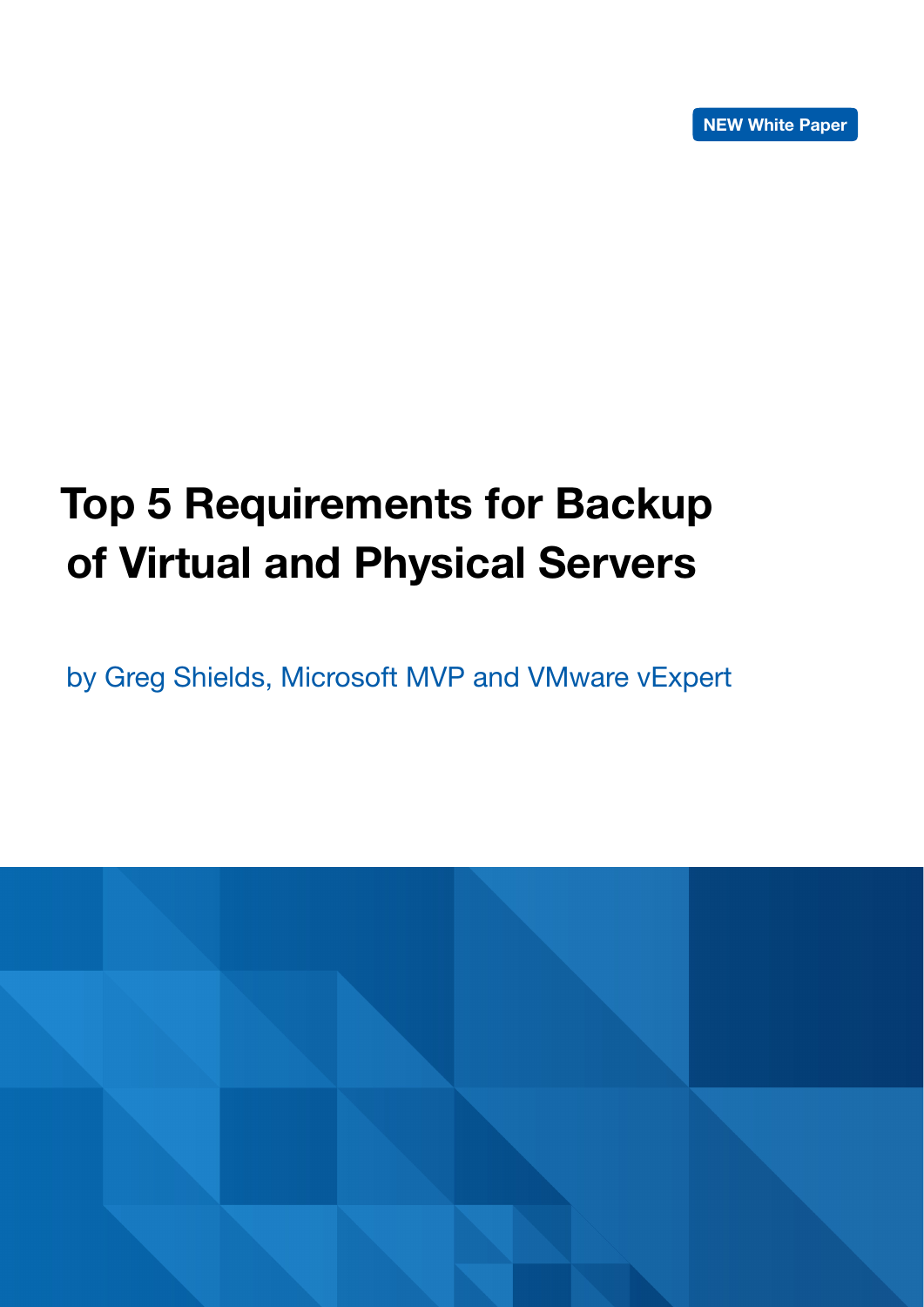NEW White Paper

# Top 5 Requirements for Backup of Virtual and Physical Servers

by Greg Shields, Microsoft MVP and VMware vExpert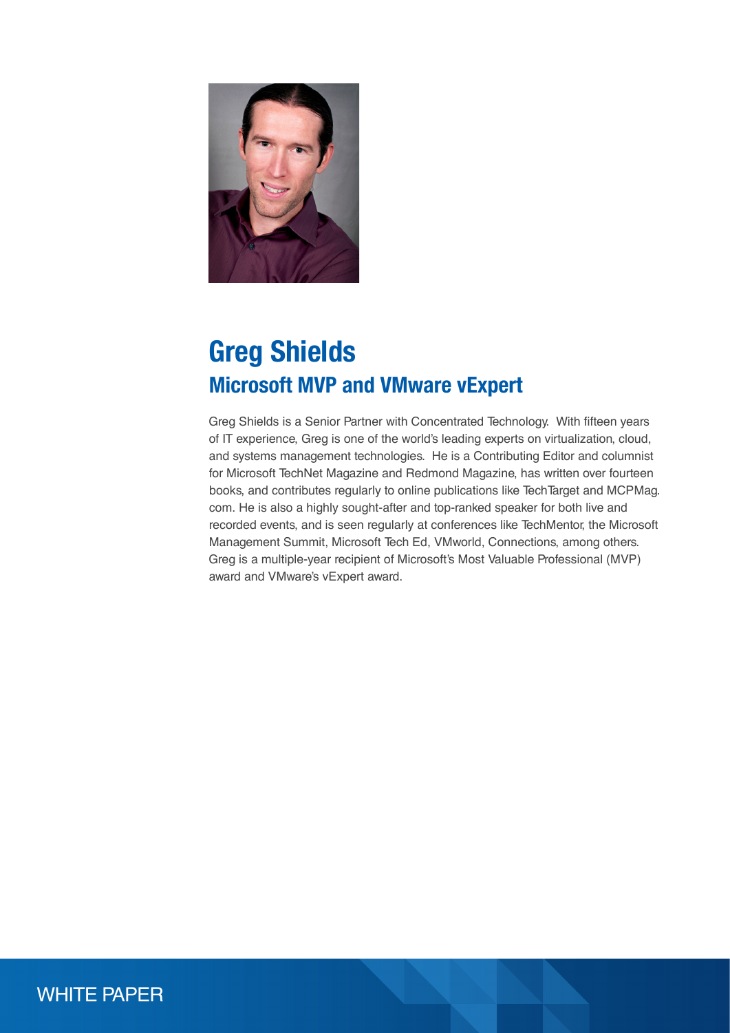# Greg Shields

## Microsoft MVP and VMware vExpert

Greg Shields is a Senior Partner with Concentrated Technology. With fifteen years of IT experience, Greg is one of the world's leading experts on virtualization, cloud, and systems management technologies. He is a Contributing Editor and columnist for Microsoft TechNet Magazine and Redmond Magazine, has written over fourteen books, and contributes regularly to online publications like TechTarget and MCPMag.com. He is also a highly sought-after and top-ranked speaker for both live and recorded events, and is seen regularly at conferences like TechMentor, the Microsoft Management Summit, Microsoft Tech Ed, VMworld, Connections, among others. Greg is a multiple-year recipient of Microsoft's Most Valuable Professional (MVP) award and VMware's vExpert award.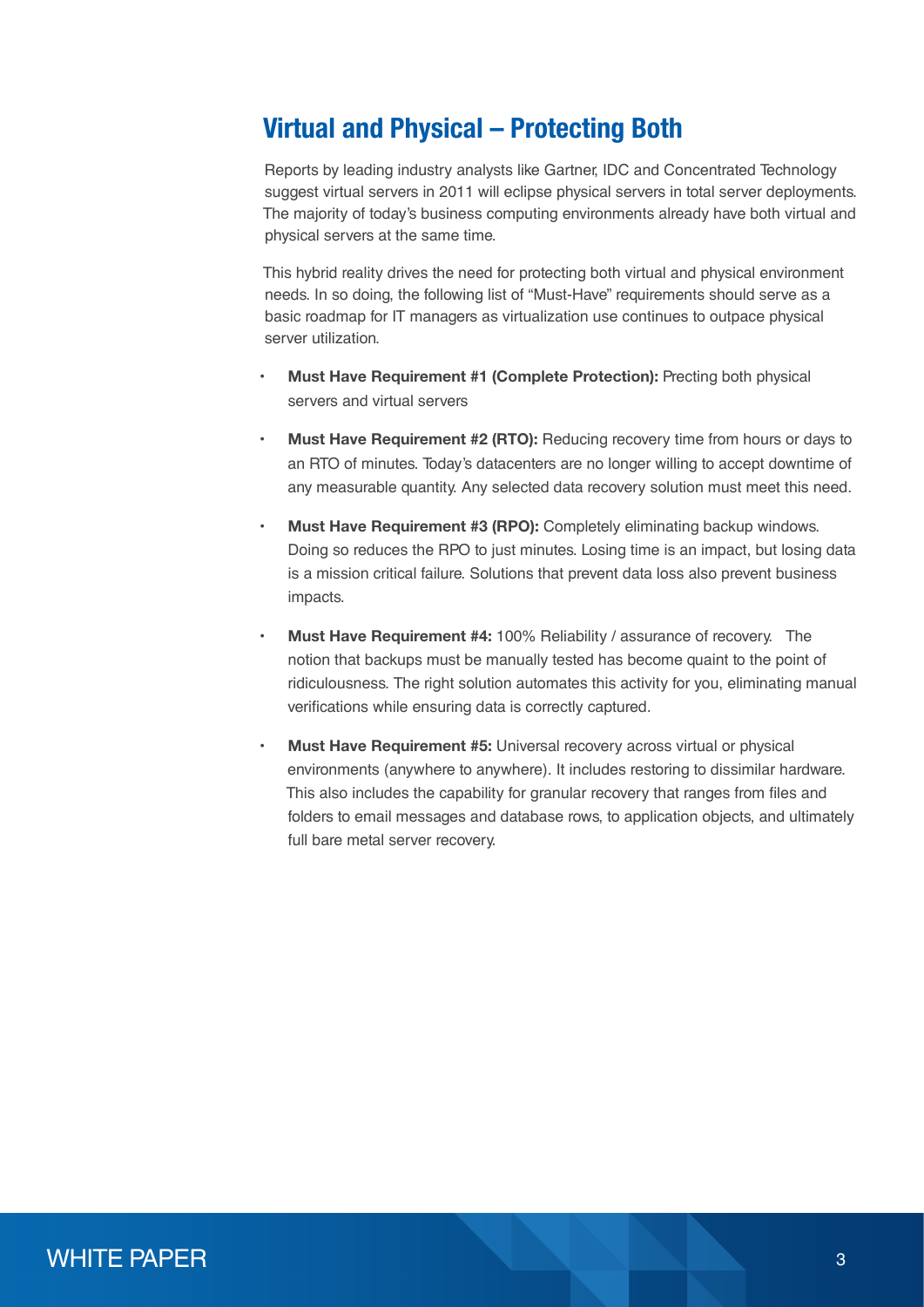## Virtual and Physical – Protecting Both

Reports by leading industry analysts like Gartner, IDC and Concentrated Technology suggest virtual servers in 2011 will eclipse physical servers in total server deployments. The majority of today's business computing environments already have both virtual and physical servers at the same time.

This hybrid reality drives the need for protecting both virtual and physical environment needs. In so doing, the following list of "Must-Have" requirements should serve as a basic roadmap for IT managers as virtualization use continues to outpace physical server utilization.

- **Must Have Requirement #1 (Complete Protection):** Precting both physical servers and virtual servers
- **Must Have Requirement #2 (RTO):** Reducing recovery time from hours or days to an RTO of minutes. Today's datacenters are no longer willing to accept downtime of any measurable quantity. Any selected data recovery solution must meet this need.
- **Must Have Requirement #3 (RPO):** Completely eliminating backup windows. Doing so reduces the RPO to just minutes. Losing time is an impact, but losing data is a mission critical failure. Solutions that prevent data loss also prevent business impacts.
- **Must Have Requirement #4:** 100% Reliability / assurance of recovery. The notion that backups must be manually tested has become quaint to the point of ridiculousness. The right solution automates this activity for you, eliminating manual verifications while ensuring data is correctly captured.
- **Must Have Requirement #5:** Universal recovery across virtual or physical environments (anywhere to anywhere). It includes restoring to dissimilar hardware. This also includes the capability for granular recovery that ranges from files and folders to email messages and database rows, to application objects, and ultimately full bare metal server recovery.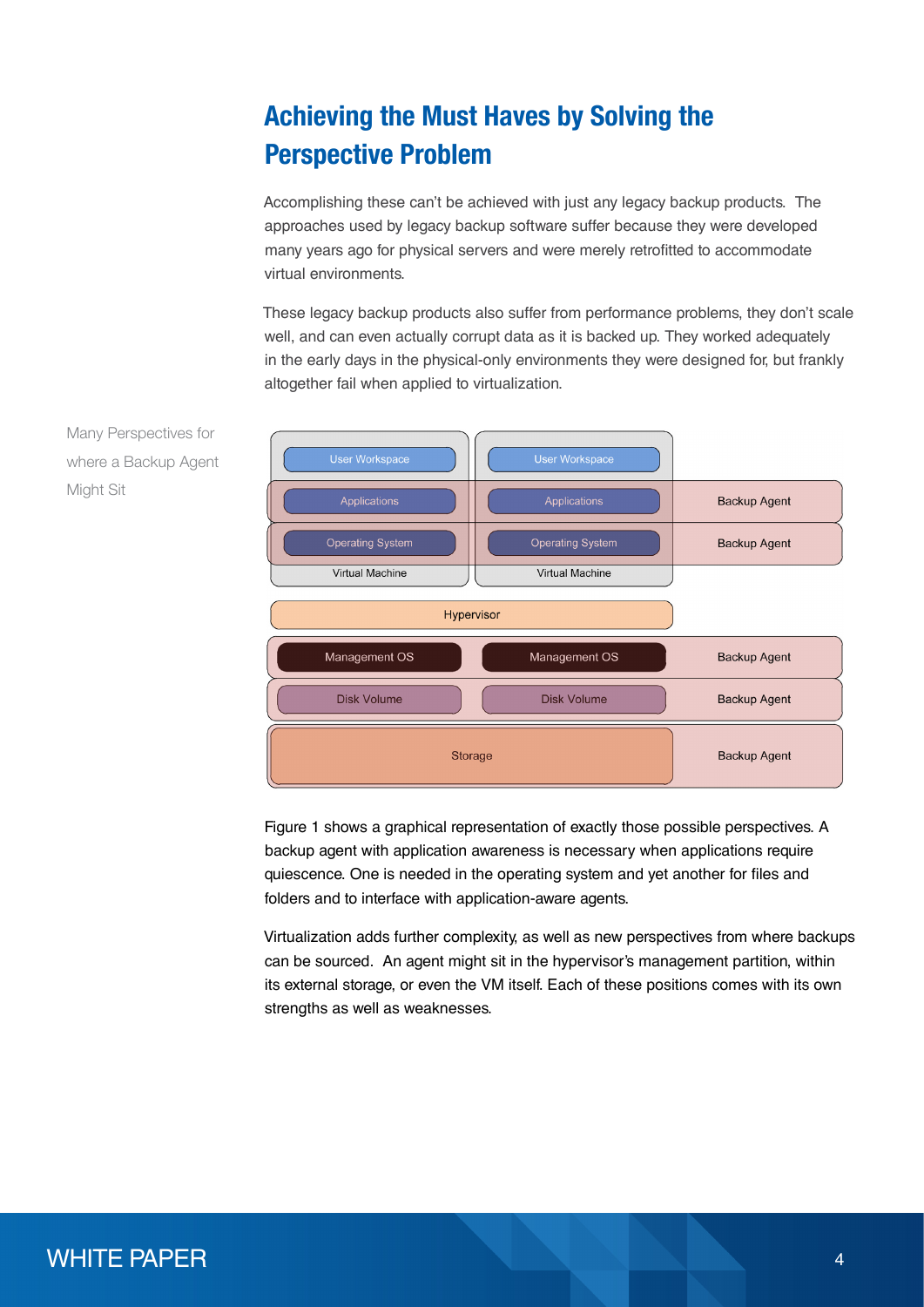## Achieving the Must Haves by Solving the Perspective Problem

Accomplishing these can't be achieved with just any legacy backup products. The approaches used by legacy backup software suffer because they were developed many years ago for physical servers and were merely retrofitted to accommodate virtual environments.

These legacy backup products also suffer from performance problems, they don't scale well, and can even actually corrupt data as it is backed up. They worked adequately in the early days in the physical-only environments they were designed for, but frankly altogether fail when applied to virtualization.

Many Perspectives for where a Backup Agent Might Sit

| Virtual Machine | Virtual Machine | |
|---|---|---|
| User Workspace | User Workspace | |
| Applications | Applications | Backup Agent |
| Operating System | Operating System | Backup Agent |
| Hypervisor | | |
| Management OS | Management OS | Backup Agent |
| Disk Volume | Disk Volume | Backup Agent |
| Storage | | Backup Agent |

Figure 1 shows a graphical representation of exactly those possible perspectives. A backup agent with application awareness is necessary when applications require quiescence. One is needed in the operating system and yet another for files and folders and to interface with application-aware agents.

Virtualization adds further complexity, as well as new perspectives from where backups can be sourced. An agent might sit in the hypervisor's management partition, within its external storage, or even the VM itself. Each of these positions comes with its own strengths as well as weaknesses.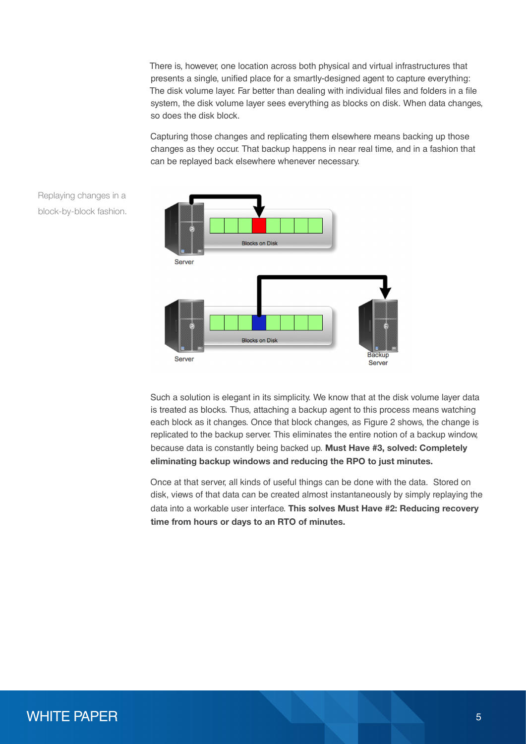There is, however, one location across both physical and virtual infrastructures that presents a single, unified place for a smartly-designed agent to capture everything: The disk volume layer. Far better than dealing with individual files and folders in a file system, the disk volume layer sees everything as blocks on disk. When data changes, so does the disk block.

Capturing those changes and replicating them elsewhere means backing up those changes as they occur. That backup happens in near real time, and in a fashion that can be replayed back elsewhere whenever necessary.

Replaying changes in a block-by-block fashion.

Such a solution is elegant in its simplicity. We know that at the disk volume layer data is treated as blocks. Thus, attaching a backup agent to this process means watching each block as it changes. Once that block changes, as Figure 2 shows, the change is replicated to the backup server. This eliminates the entire notion of a backup window, because data is constantly being backed up. **Must Have #3, solved: Completely eliminating backup windows and reducing the RPO to just minutes.**

Once at that server, all kinds of useful things can be done with the data. Stored on disk, views of that data can be created almost instantaneously by simply replaying the data into a workable user interface. **This solves Must Have #2: Reducing recovery time from hours or days to an RTO of minutes.**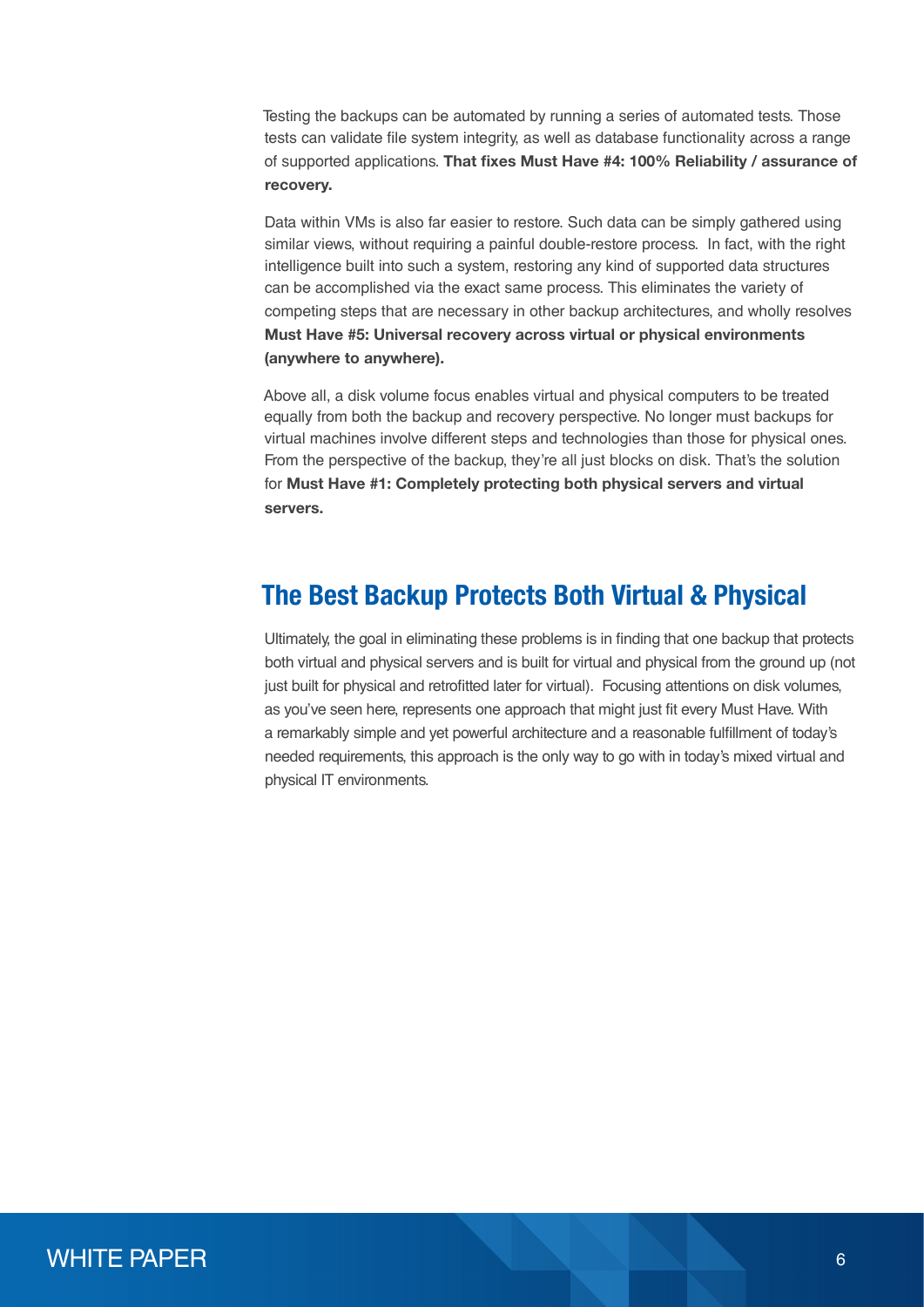Testing the backups can be automated by running a series of automated tests. Those tests can validate file system integrity, as well as database functionality across a range of supported applications. **That fixes Must Have #4: 100% Reliability / assurance of recovery.**

Data within VMs is also far easier to restore. Such data can be simply gathered using similar views, without requiring a painful double-restore process. In fact, with the right intelligence built into such a system, restoring any kind of supported data structures can be accomplished via the exact same process. This eliminates the variety of competing steps that are necessary in other backup architectures, and wholly resolves **Must Have #5: Universal recovery across virtual or physical environments (anywhere to anywhere).**

Above all, a disk volume focus enables virtual and physical computers to be treated equally from both the backup and recovery perspective. No longer must backups for virtual machines involve different steps and technologies than those for physical ones. From the perspective of the backup, they're all just blocks on disk. That's the solution for **Must Have #1: Completely protecting both physical servers and virtual servers.**

## The Best Backup Protects Both Virtual & Physical

Ultimately, the goal in eliminating these problems is in finding that one backup that protects both virtual and physical servers and is built for virtual and physical from the ground up (not just built for physical and retrofitted later for virtual). Focusing attentions on disk volumes, as you've seen here, represents one approach that might just fit every Must Have. With a remarkably simple and yet powerful architecture and a reasonable fulfillment of today's needed requirements, this approach is the only way to go with in today's mixed virtual and physical IT environments.